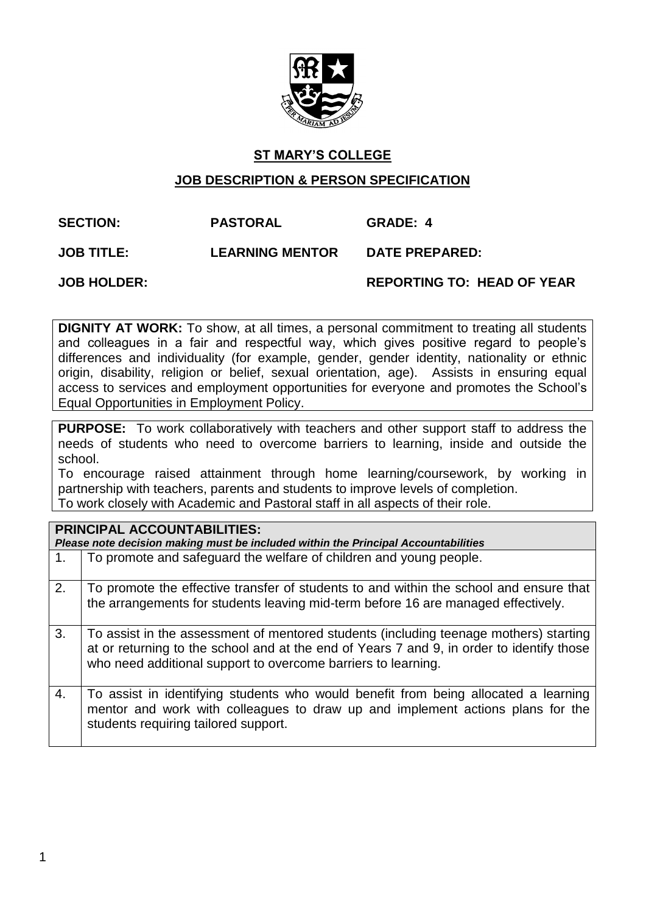# ST MARY'S COLLEGE

## JOB DESCRIPTION & PERSON SPECIFICATION

**SECTION:** **PASTORAL** **GRADE: 4**

**JOB TITLE:** **LEARNING MENTOR** **DATE PREPARED:**

**JOB HOLDER:** **REPORTING TO: HEAD OF YEAR**

**DIGNITY AT WORK:** To show, at all times, a personal commitment to treating all students and colleagues in a fair and respectful way, which gives positive regard to people's differences and individuality (for example, gender, gender identity, nationality or ethnic origin, disability, religion or belief, sexual orientation, age). Assists in ensuring equal access to services and employment opportunities for everyone and promotes the School's Equal Opportunities in Employment Policy.

**PURPOSE:** To work collaboratively with teachers and other support staff to address the needs of students who need to overcome barriers to learning, inside and outside the school.
To encourage raised attainment through home learning/coursework, by working in partnership with teachers, parents and students to improve levels of completion.
To work closely with Academic and Pastoral staff in all aspects of their role.

| **PRINCIPAL ACCOUNTABILITIES:** *Please note decision making must be included within the Principal Accountabilities* | |
|---|---|
| 1. | To promote and safeguard the welfare of children and young people. |
| 2. | To promote the effective transfer of students to and within the school and ensure that the arrangements for students leaving mid-term before 16 are managed effectively. |
| 3. | To assist in the assessment of mentored students (including teenage mothers) starting at or returning to the school and at the end of Years 7 and 9, in order to identify those who need additional support to overcome barriers to learning. |
| 4. | To assist in identifying students who would benefit from being allocated a learning mentor and work with colleagues to draw up and implement actions plans for the students requiring tailored support. |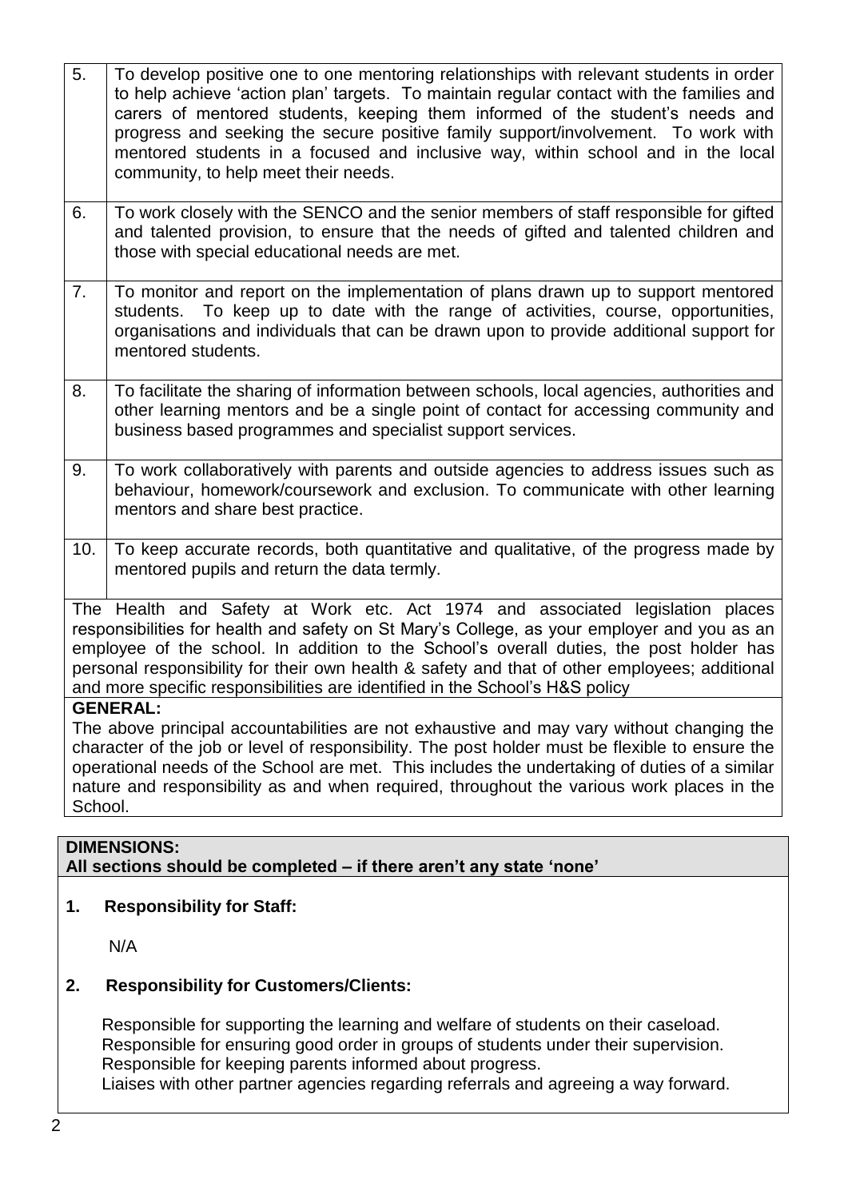| | |
|---|---|
| 5. | To develop positive one to one mentoring relationships with relevant students in order to help achieve 'action plan' targets. To maintain regular contact with the families and carers of mentored students, keeping them informed of the student's needs and progress and seeking the secure positive family support/involvement. To work with mentored students in a focused and inclusive way, within school and in the local community, to help meet their needs. |
| 6. | To work closely with the SENCO and the senior members of staff responsible for gifted and talented provision, to ensure that the needs of gifted and talented children and those with special educational needs are met. |
| 7. | To monitor and report on the implementation of plans drawn up to support mentored students. To keep up to date with the range of activities, course, opportunities, organisations and individuals that can be drawn upon to provide additional support for mentored students. |
| 8. | To facilitate the sharing of information between schools, local agencies, authorities and other learning mentors and be a single point of contact for accessing community and business based programmes and specialist support services. |
| 9. | To work collaboratively with parents and outside agencies to address issues such as behaviour, homework/coursework and exclusion. To communicate with other learning mentors and share best practice. |
| 10. | To keep accurate records, both quantitative and qualitative, of the progress made by mentored pupils and return the data termly. |

The Health and Safety at Work etc. Act 1974 and associated legislation places responsibilities for health and safety on St Mary's College, as your employer and you as an employee of the school. In addition to the School's overall duties, the post holder has personal responsibility for their own health & safety and that of other employees; additional and more specific responsibilities are identified in the School's H&S policy

**GENERAL:**

The above principal accountabilities are not exhaustive and may vary without changing the character of the job or level of responsibility. The post holder must be flexible to ensure the operational needs of the School are met. This includes the undertaking of duties of a similar nature and responsibility as and when required, throughout the various work places in the School.

**DIMENSIONS:**
**All sections should be completed – if there aren't any state 'none'**

**1. Responsibility for Staff:**

N/A

**2. Responsibility for Customers/Clients:**

Responsible for supporting the learning and welfare of students on their caseload.
Responsible for ensuring good order in groups of students under their supervision.
Responsible for keeping parents informed about progress.
Liaises with other partner agencies regarding referrals and agreeing a way forward.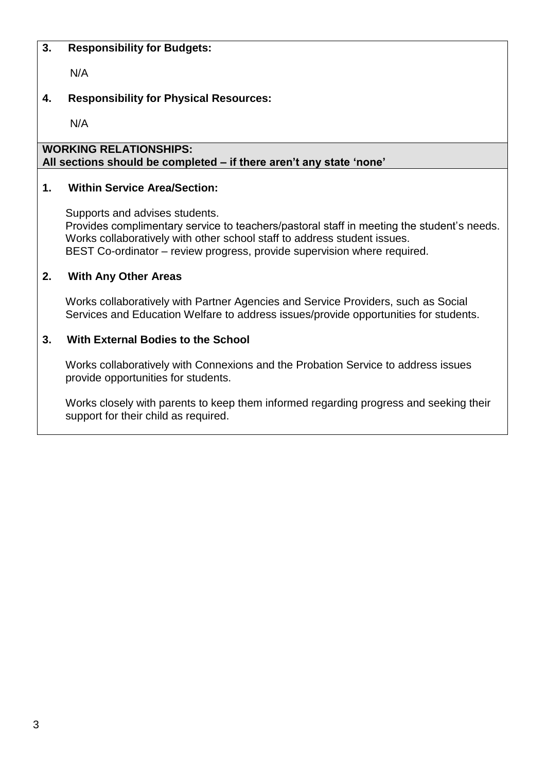**3. Responsibility for Budgets:**

N/A

**4. Responsibility for Physical Resources:**

N/A

**WORKING RELATIONSHIPS:**
**All sections should be completed – if there aren't any state 'none'**

**1. Within Service Area/Section:**

Supports and advises students.
Provides complimentary service to teachers/pastoral staff in meeting the student's needs.
Works collaboratively with other school staff to address student issues.
BEST Co-ordinator – review progress, provide supervision where required.

**2. With Any Other Areas**

Works collaboratively with Partner Agencies and Service Providers, such as Social Services and Education Welfare to address issues/provide opportunities for students.

**3. With External Bodies to the School**

Works collaboratively with Connexions and the Probation Service to address issues provide opportunities for students.

Works closely with parents to keep them informed regarding progress and seeking their support for their child as required.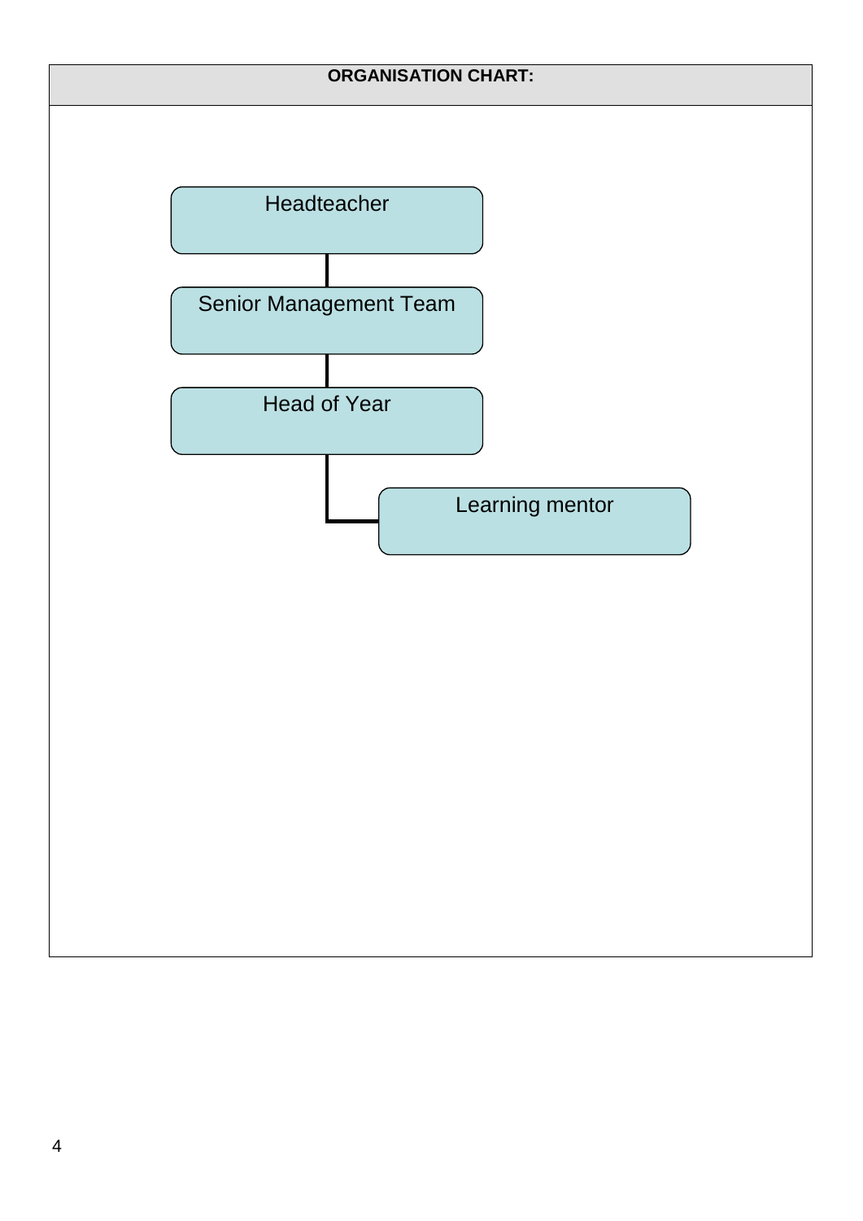**ORGANISATION CHART:**

- Headteacher
  - Senior Management Team
    - Head of Year
      - Learning mentor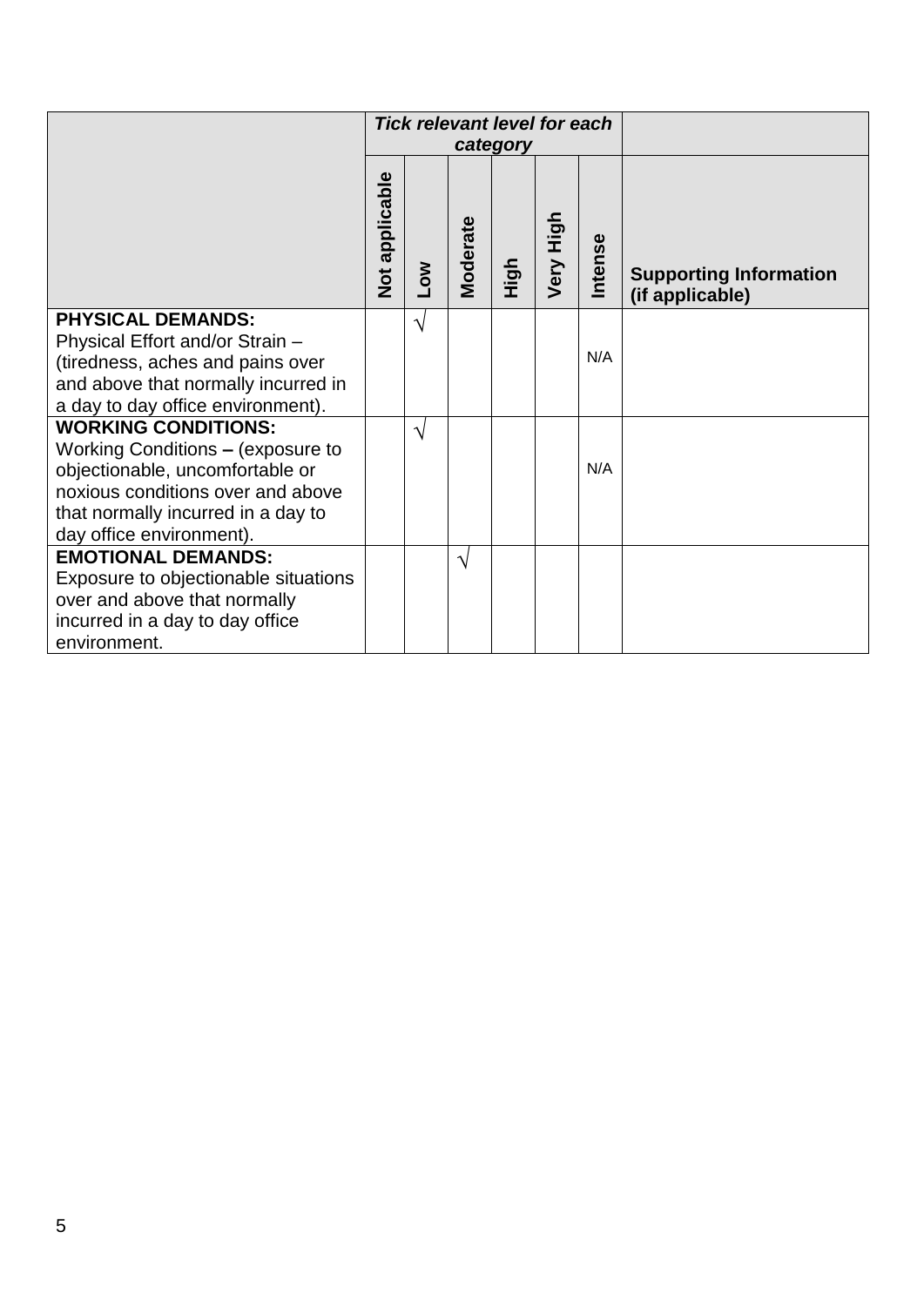| | *Tick relevant level for each category* | | | | | | |
|---|---|---|---|---|---|---|---|
| | **Not applicable** | **Low** | **Moderate** | **High** | **Very High** | **Intense** | **Supporting Information (if applicable)** |
| **PHYSICAL DEMANDS:** Physical Effort and/or Strain – (tiredness, aches and pains over and above that normally incurred in a day to day office environment). | | √ | | | | N/A | |
| **WORKING CONDITIONS:** Working Conditions **–** (exposure to objectionable, uncomfortable or noxious conditions over and above that normally incurred in a day to day office environment). | | √ | | | | N/A | |
| **EMOTIONAL DEMANDS:** Exposure to objectionable situations over and above that normally incurred in a day to day office environment. | | | √ | | | | |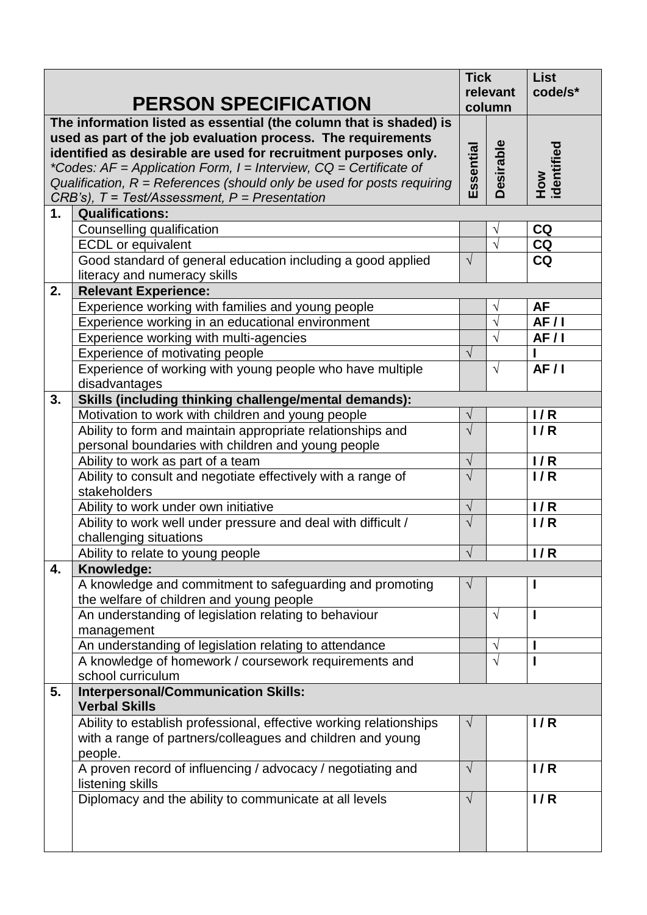| | PERSON SPECIFICATION | Tick relevant column | | List code/s* |
|---|---|---|---|---|
| The information listed as essential (the column that is shaded) is used as part of the job evaluation process. The requirements identified as desirable are used for recruitment purposes only. *Codes: AF = Application Form, I = Interview, CQ = Certificate of Qualification, R = References (should only be used for posts requiring CRB's), T = Test/Assessment, P = Presentation* | | Essential | Desirable | How identified |
| **1.** | **Qualifications:** | | | |
| | Counselling qualification | | √ | **CQ** |
| | ECDL or equivalent | | √ | **CQ** |
| | Good standard of general education including a good applied literacy and numeracy skills | √ | | **CQ** |
| **2.** | **Relevant Experience:** | | | |
| | Experience working with families and young people | | √ | **AF** |
| | Experience working in an educational environment | | √ | **AF / I** |
| | Experience working with multi-agencies | | √ | **AF / I** |
| | Experience of motivating people | √ | | **I** |
| | Experience of working with young people who have multiple disadvantages | | √ | **AF / I** |
| **3.** | **Skills (including thinking challenge/mental demands):** | | | |
| | Motivation to work with children and young people | √ | | **I / R** |
| | Ability to form and maintain appropriate relationships and personal boundaries with children and young people | √ | | **I / R** |
| | Ability to work as part of a team | √ | | **I / R** |
| | Ability to consult and negotiate effectively with a range of stakeholders | √ | | **I / R** |
| | Ability to work under own initiative | √ | | **I / R** |
| | Ability to work well under pressure and deal with difficult / challenging situations | √ | | **I / R** |
| | Ability to relate to young people | √ | | **I / R** |
| **4.** | **Knowledge:** | | | |
| | A knowledge and commitment to safeguarding and promoting the welfare of children and young people | √ | | **I** |
| | An understanding of legislation relating to behaviour management | | √ | **I** |
| | An understanding of legislation relating to attendance | | √ | **I** |
| | A knowledge of homework / coursework requirements and school curriculum | | √ | **I** |
| **5.** | **Interpersonal/Communication Skills: Verbal Skills** | | | |
| | Ability to establish professional, effective working relationships with a range of partners/colleagues and children and young people. | √ | | **I / R** |
| | A proven record of influencing / advocacy / negotiating and listening skills | √ | | **I / R** |
| | Diplomacy and the ability to communicate at all levels | √ | | **I / R** |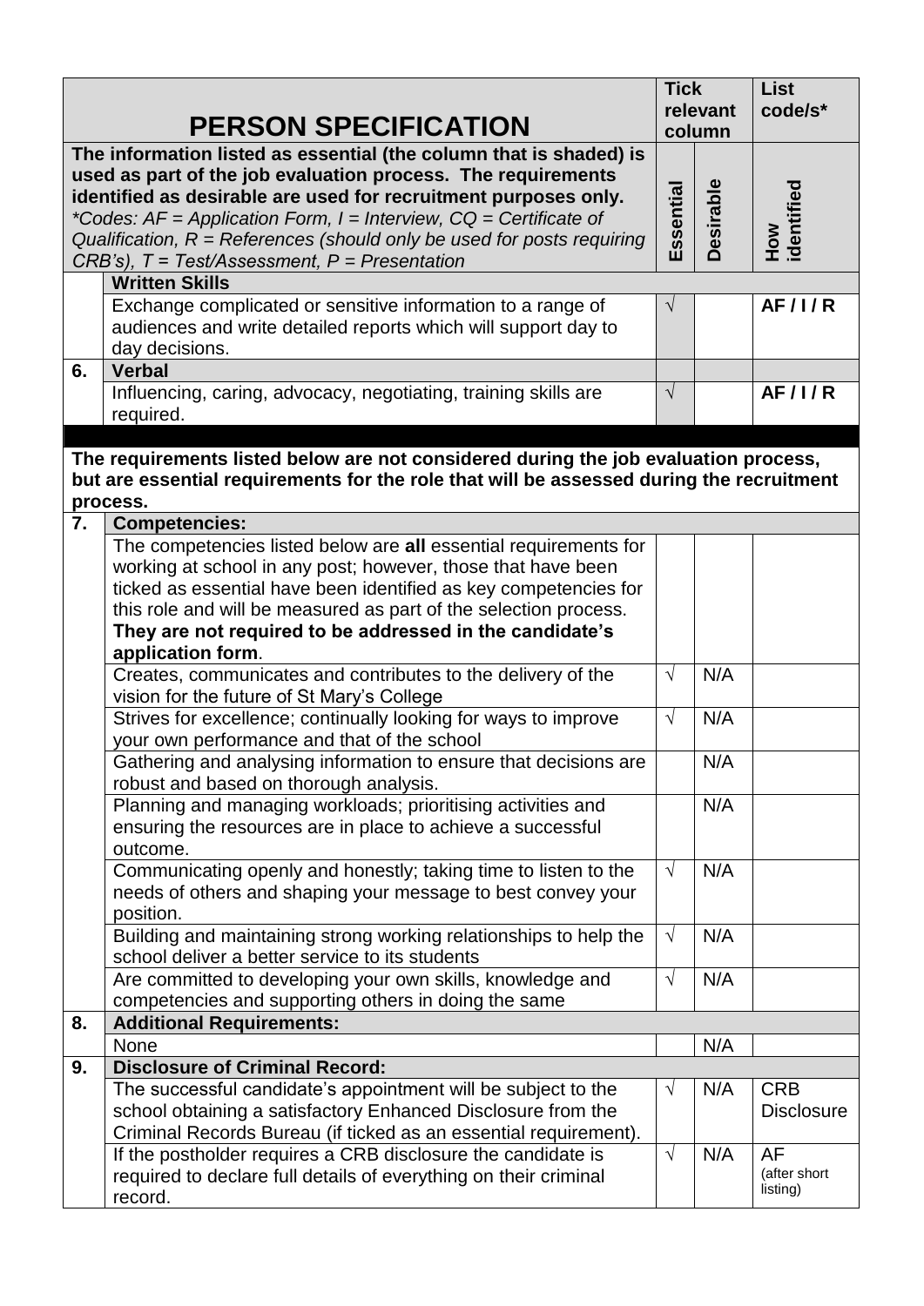| | PERSON SPECIFICATION | Tick relevant column | | List code/s* |
|---|---|---|---|---|
| | **The information listed as essential (the column that is shaded) is used as part of the job evaluation process. The requirements identified as desirable are used for recruitment purposes only.** *\*Codes: AF = Application Form, I = Interview, CQ = Certificate of Qualification, R = References (should only be used for posts requiring CRB's), T = Test/Assessment, P = Presentation* | **Essential** | **Desirable** | **How identified** |
| | **Written Skills** | | | |
| | Exchange complicated or sensitive information to a range of audiences and write detailed reports which will support day to day decisions. | √ | | **AF / I / R** |
| **6.** | **Verbal** | | | |
| | Influencing, caring, advocacy, negotiating, training skills are required. | √ | | **AF / I / R** |

**The requirements listed below are not considered during the job evaluation process, but are essential requirements for the role that will be assessed during the recruitment process.**

| | | Essential | Desirable | How identified |
|---|---|---|---|---|
| **7.** | **Competencies:** | | | |
| | The competencies listed below are **all** essential requirements for working at school in any post; however, those that have been ticked as essential have been identified as key competencies for this role and will be measured as part of the selection process. **They are not required to be addressed in the candidate's application form**. | | | |
| | Creates, communicates and contributes to the delivery of the vision for the future of St Mary's College | √ | N/A | |
| | Strives for excellence; continually looking for ways to improve your own performance and that of the school | √ | N/A | |
| | Gathering and analysing information to ensure that decisions are robust and based on thorough analysis. | | N/A | |
| | Planning and managing workloads; prioritising activities and ensuring the resources are in place to achieve a successful outcome. | | N/A | |
| | Communicating openly and honestly; taking time to listen to the needs of others and shaping your message to best convey your position. | √ | N/A | |
| | Building and maintaining strong working relationships to help the school deliver a better service to its students | √ | N/A | |
| | Are committed to developing your own skills, knowledge and competencies and supporting others in doing the same | √ | N/A | |
| **8.** | **Additional Requirements:** | | | |
| | None | | N/A | |
| **9.** | **Disclosure of Criminal Record:** | | | |
| | The successful candidate's appointment will be subject to the school obtaining a satisfactory Enhanced Disclosure from the Criminal Records Bureau (if ticked as an essential requirement). | √ | N/A | CRB Disclosure |
| | If the postholder requires a CRB disclosure the candidate is required to declare full details of everything on their criminal record. | √ | N/A | AF (after short listing) |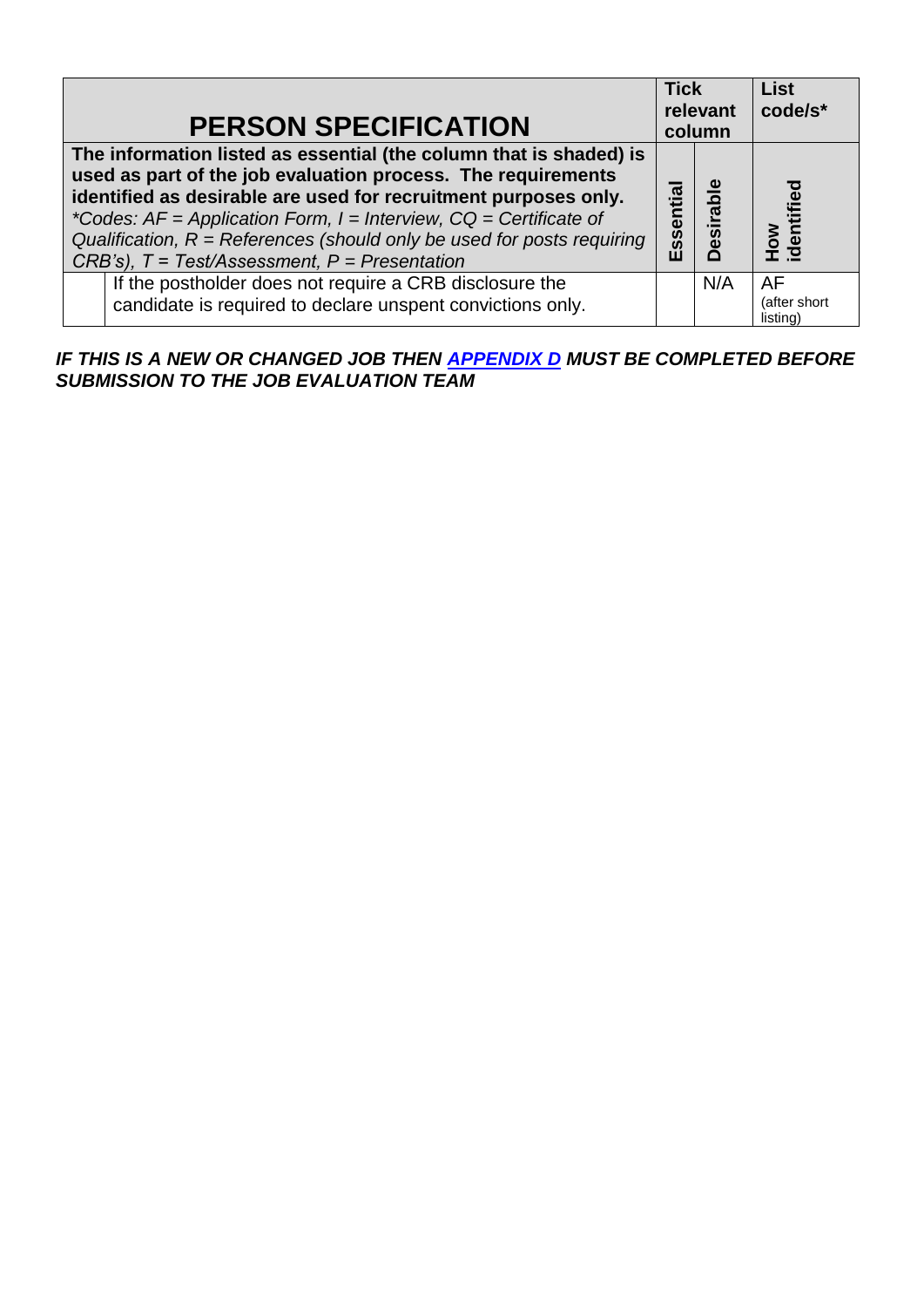| PERSON SPECIFICATION | | Tick relevant column | | List code/s* |
|---|---|---|---|---|
| **The information listed as essential (the column that is shaded) is used as part of the job evaluation process. The requirements identified as desirable are used for recruitment purposes only.** *\*Codes: AF = Application Form, I = Interview, CQ = Certificate of Qualification, R = References (should only be used for posts requiring CRB's), T = Test/Assessment, P = Presentation* | | **Essential** | **Desirable** | **How identified** |
| | If the postholder does not require a CRB disclosure the candidate is required to declare unspent convictions only. | | N/A | AF (after short listing) |

***IF THIS IS A NEW OR CHANGED JOB THEN APPENDIX D MUST BE COMPLETED BEFORE SUBMISSION TO THE JOB EVALUATION TEAM***